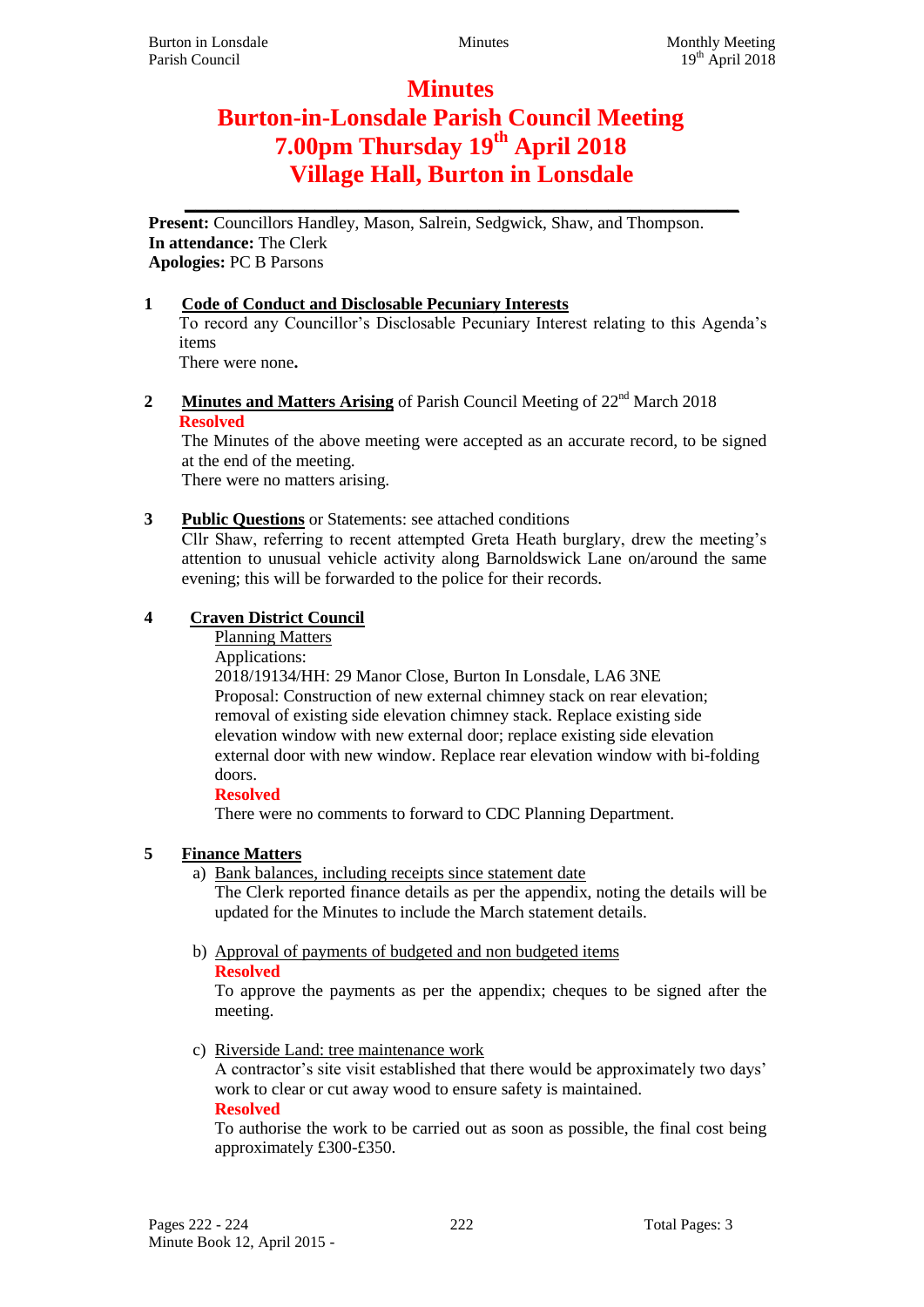# Minutes

# Burton-in-Lonsdale Parish Council Meeting

# 7.00pm Thursday 19th April 2018

# Village Hall, Burton in Lonsdale

**Present:** Councillors Handley, Mason, Salrein, Sedgwick, Shaw, and Thompson.
**In attendance:** The Clerk
**Apologies:** PC B Parsons

**1 Code of Conduct and Disclosable Pecuniary Interests**

To record any Councillor's Disclosable Pecuniary Interest relating to this Agenda's items

There were none.

**2 Minutes and Matters Arising** of Parish Council Meeting of 22nd March 2018

**Resolved**

The Minutes of the above meeting were accepted as an accurate record, to be signed at the end of the meeting.

There were no matters arising.

**3 Public Questions** or Statements: see attached conditions

Cllr Shaw, referring to recent attempted Greta Heath burglary, drew the meeting's attention to unusual vehicle activity along Barnoldswick Lane on/around the same evening; this will be forwarded to the police for their records.

**4 Craven District Council**

Planning Matters

Applications:

2018/19134/HH: 29 Manor Close, Burton In Lonsdale, LA6 3NE

Proposal: Construction of new external chimney stack on rear elevation; removal of existing side elevation chimney stack. Replace existing side elevation window with new external door; replace existing side elevation external door with new window. Replace rear elevation window with bi-folding doors.

**Resolved**

There were no comments to forward to CDC Planning Department.

**5 Finance Matters**

a) Bank balances, including receipts since statement date

The Clerk reported finance details as per the appendix, noting the details will be updated for the Minutes to include the March statement details.

b) Approval of payments of budgeted and non budgeted items

**Resolved**

To approve the payments as per the appendix; cheques to be signed after the meeting.

c) Riverside Land: tree maintenance work

A contractor's site visit established that there would be approximately two days' work to clear or cut away wood to ensure safety is maintained.

**Resolved**

To authorise the work to be carried out as soon as possible, the final cost being approximately £300-£350.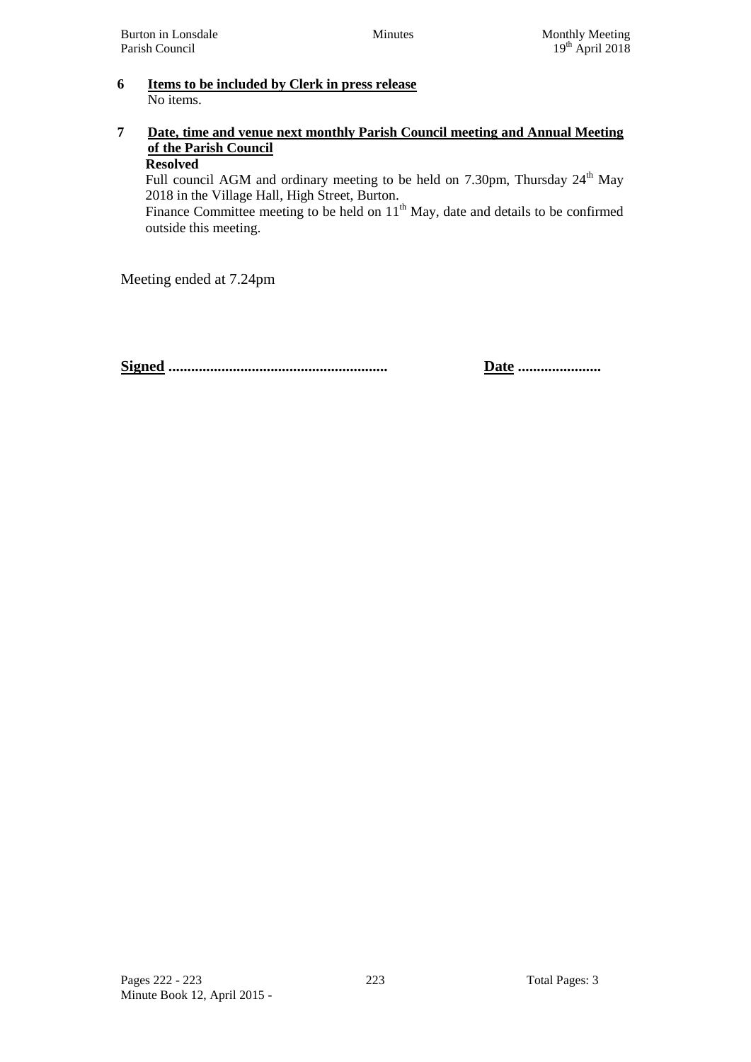**6 Items to be included by Clerk in press release**

No items.

**7 Date, time and venue next monthly Parish Council meeting and Annual Meeting of the Parish Council**

**Resolved**

Full council AGM and ordinary meeting to be held on 7.30pm, Thursday 24th May 2018 in the Village Hall, High Street, Burton.

Finance Committee meeting to be held on 11th May, date and details to be confirmed outside this meeting.

Meeting ended at 7.24pm

**Signed** ......................................................... **Date** .....................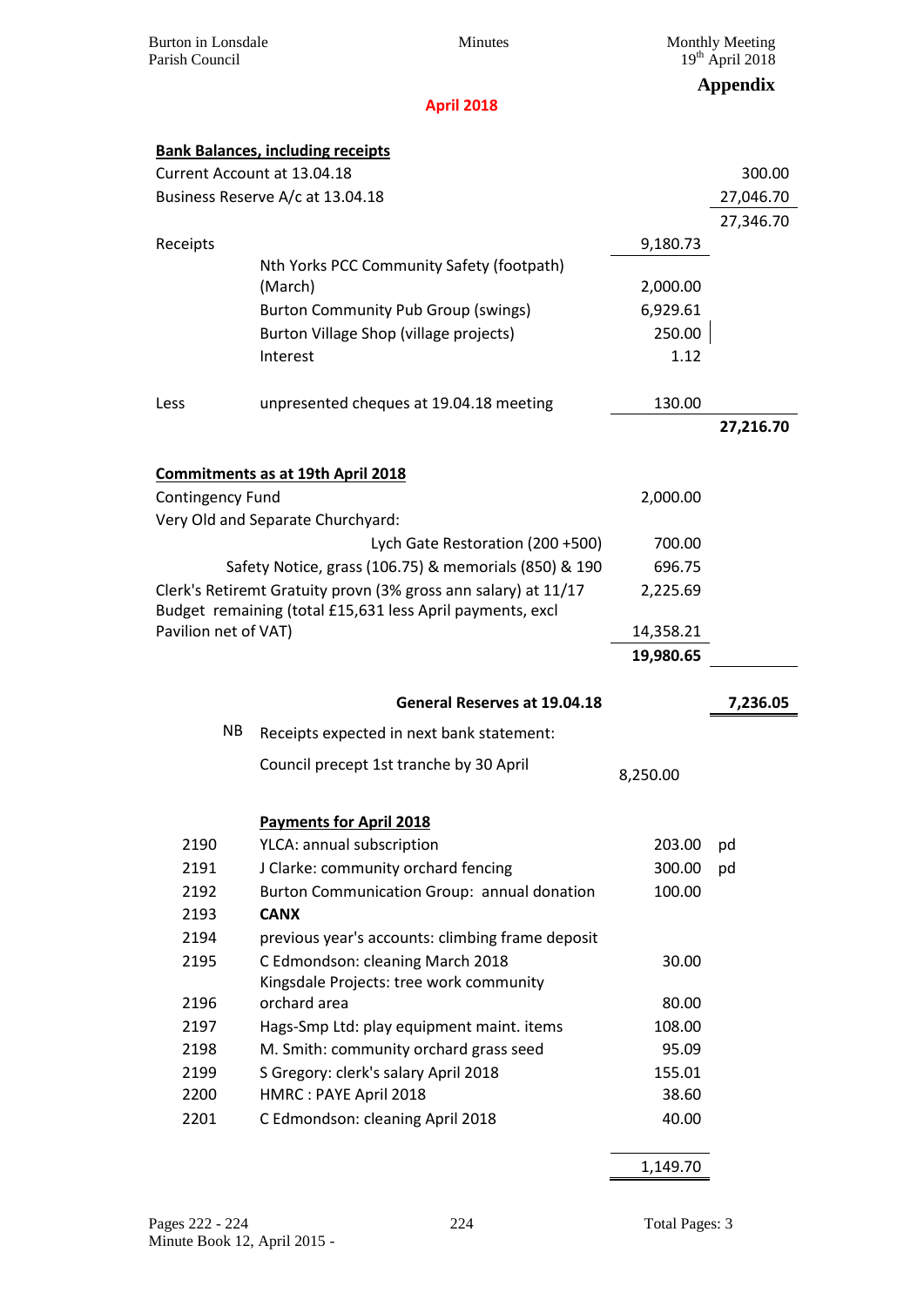## Appendix

**April 2018**

| | | | |
|---|---|---|---|
| **Bank Balances, including receipts** | | | |
| Current Account at 13.04.18 | | | 300.00 |
| Business Reserve A/c at 13.04.18 | | | 27,046.70 |
| | | | 27,346.70 |
| Receipts | | 9,180.73 | |
| | Nth Yorks PCC Community Safety (footpath) (March) | 2,000.00 | |
| | Burton Community Pub Group (swings) | 6,929.61 | |
| | Burton Village Shop (village projects) | 250.00 | |
| | Interest | 1.12 | |
| Less | unpresented cheques at 19.04.18 meeting | 130.00 | |
| | | | **27,216.70** |

| | | |
|---|---|---|
| **Commitments as at 19th April 2018** | | |
| Contingency Fund | 2,000.00 | |
| Very Old and Separate Churchyard: | | |
| Lych Gate Restoration (200 +500) | 700.00 | |
| Safety Notice, grass (106.75) & memorials (850) & 190 | 696.75 | |
| Clerk's Retiremt Gratuity provn (3% gross ann salary) at 11/17 | 2,225.69 | |
| Budget remaining (total £15,631 less April payments, excl Pavilion net of VAT) | 14,358.21 | |
| | **19,980.65** | |
| **General Reserves at 19.04.18** | | **7,236.05** |

NB Receipts expected in next bank statement:

Council precept 1st tranche by 30 April 8,250.00

**Payments for April 2018**

| | | | |
|---|---|---|---|
| 2190 | YLCA: annual subscription | 203.00 | pd |
| 2191 | J Clarke: community orchard fencing | 300.00 | pd |
| 2192 | Burton Communication Group: annual donation | 100.00 | |
| 2193 | **CANX** | | |
| 2194 | previous year's accounts: climbing frame deposit | | |
| 2195 | C Edmondson: cleaning March 2018 | 30.00 | |
| 2196 | Kingsdale Projects: tree work community orchard area | 80.00 | |
| 2197 | Hags-Smp Ltd: play equipment maint. items | 108.00 | |
| 2198 | M. Smith: community orchard grass seed | 95.09 | |
| 2199 | S Gregory: clerk's salary April 2018 | 155.01 | |
| 2200 | HMRC : PAYE April 2018 | 38.60 | |
| 2201 | C Edmondson: cleaning April 2018 | 40.00 | |
| | | 1,149.70 | |